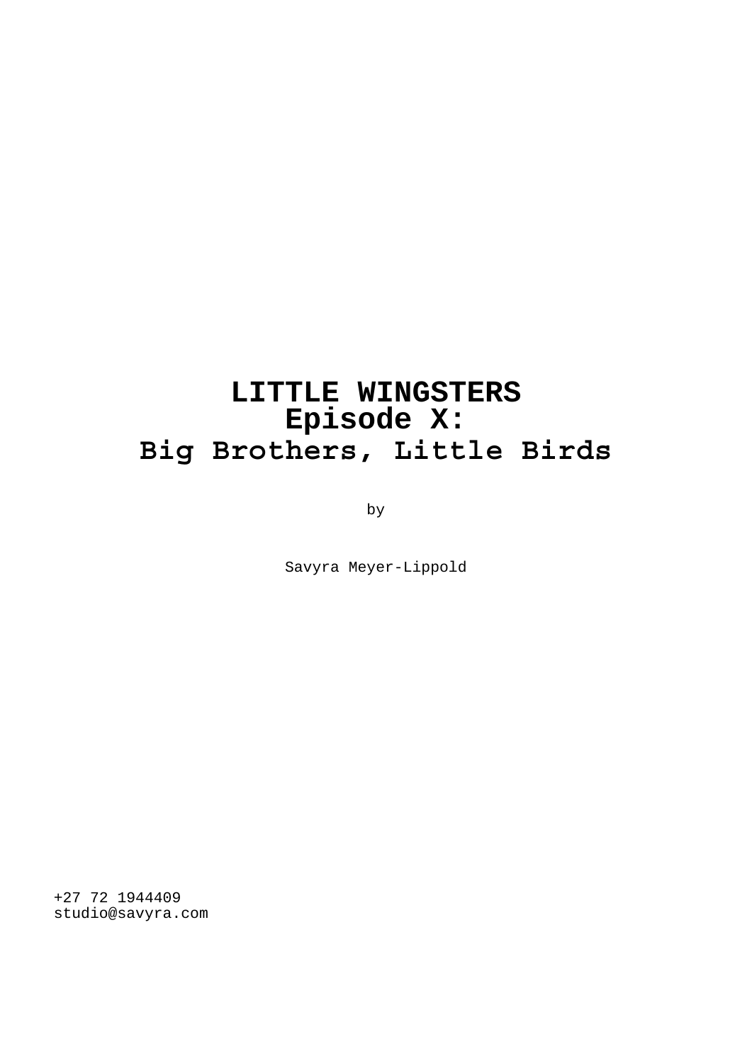# LITTLE WINGSTERS
## Episode X:
## Big Brothers, Little Birds

by

Savyra Meyer-Lippold

+27 72 1944409
studio@savyra.com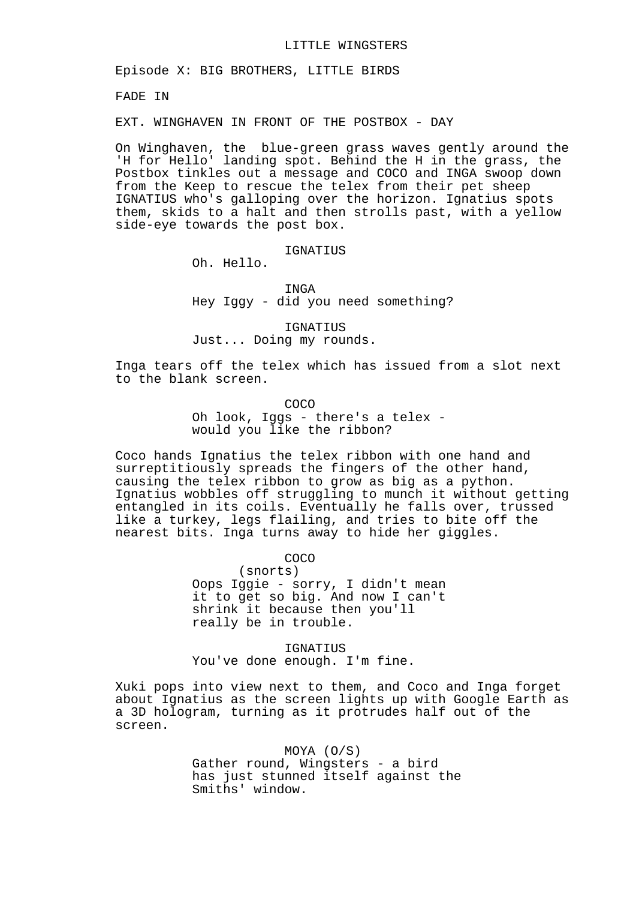LITTLE WINGSTERS

Episode X: BIG BROTHERS, LITTLE BIRDS

FADE IN

EXT. WINGHAVEN IN FRONT OF THE POSTBOX - DAY

On Winghaven, the  blue-green grass waves gently around the 'H for Hello' landing spot. Behind the H in the grass, the Postbox tinkles out a message and COCO and INGA swoop down from the Keep to rescue the telex from their pet sheep IGNATIUS who's galloping over the horizon. Ignatius spots them, skids to a halt and then strolls past, with a yellow side-eye towards the post box.

IGNATIUS
Oh. Hello.

INGA
Hey Iggy - did you need something?

IGNATIUS
Just... Doing my rounds.

Inga tears off the telex which has issued from a slot next to the blank screen.

COCO
Oh look, Iggs - there's a telex - would you like the ribbon?

Coco hands Ignatius the telex ribbon with one hand and surreptitiously spreads the fingers of the other hand, causing the telex ribbon to grow as big as a python. Ignatius wobbles off struggling to munch it without getting entangled in its coils. Eventually he falls over, trussed like a turkey, legs flailing, and tries to bite off the nearest bits. Inga turns away to hide her giggles.

COCO
(snorts)
Oops Iggie - sorry, I didn't mean it to get so big. And now I can't shrink it because then you'll really be in trouble.

IGNATIUS
You've done enough. I'm fine.

Xuki pops into view next to them, and Coco and Inga forget about Ignatius as the screen lights up with Google Earth as a 3D hologram, turning as it protrudes half out of the screen.

MOYA (O/S)
Gather round, Wingsters - a bird has just stunned itself against the Smiths' window.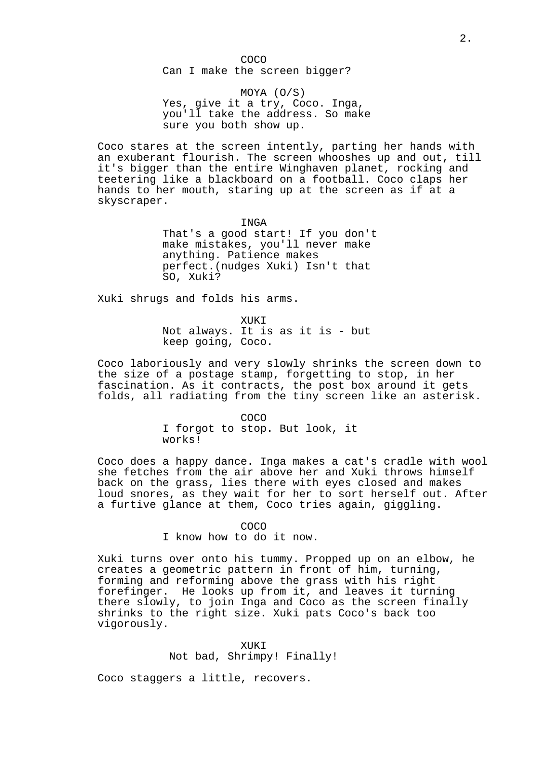COCO
Can I make the screen bigger?

MOYA (O/S)
Yes, give it a try, Coco. Inga, you'll take the address. So make sure you both show up.

Coco stares at the screen intently, parting her hands with an exuberant flourish. The screen whooshes up and out, till it's bigger than the entire Winghaven planet, rocking and teetering like a blackboard on a football. Coco claps her hands to her mouth, staring up at the screen as if at a skyscraper.

INGA
That's a good start! If you don't make mistakes, you'll never make anything. Patience makes perfect.(nudges Xuki) Isn't that SO, Xuki?

Xuki shrugs and folds his arms.

XUKI
Not always. It is as it is - but keep going, Coco.

Coco laboriously and very slowly shrinks the screen down to the size of a postage stamp, forgetting to stop, in her fascination. As it contracts, the post box around it gets folds, all radiating from the tiny screen like an asterisk.

COCO
I forgot to stop. But look, it works!

Coco does a happy dance. Inga makes a cat's cradle with wool she fetches from the air above her and Xuki throws himself back on the grass, lies there with eyes closed and makes loud snores, as they wait for her to sort herself out. After a furtive glance at them, Coco tries again, giggling.

COCO
I know how to do it now.

Xuki turns over onto his tummy. Propped up on an elbow, he creates a geometric pattern in front of him, turning, forming and reforming above the grass with his right forefinger. He looks up from it, and leaves it turning there slowly, to join Inga and Coco as the screen finally shrinks to the right size. Xuki pats Coco's back too vigorously.

XUKI
Not bad, Shrimpy! Finally!

Coco staggers a little, recovers.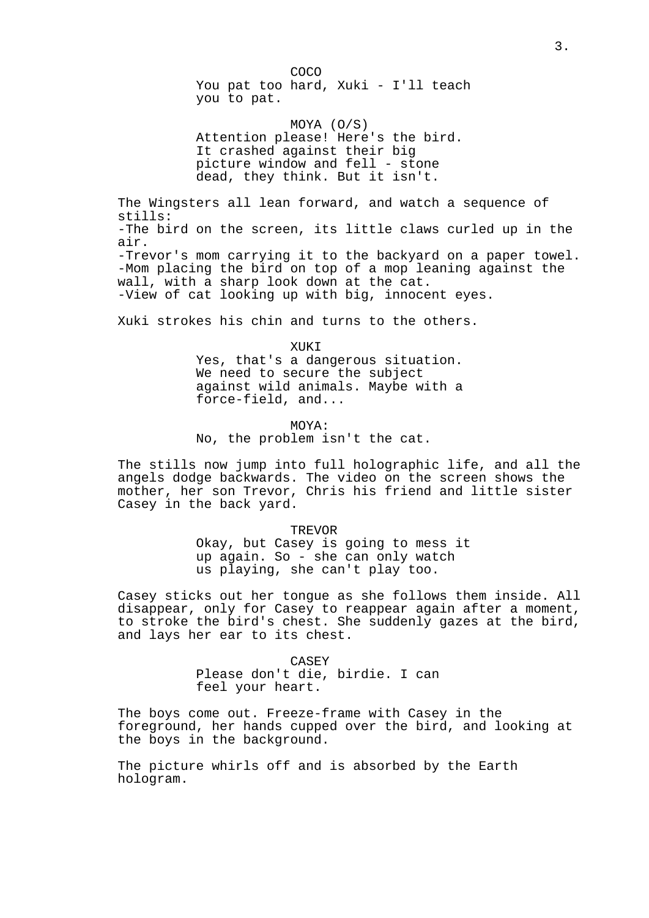COCO

You pat too hard, Xuki - I'll teach you to pat.

MOYA (O/S)

Attention please! Here's the bird. It crashed against their big picture window and fell - stone dead, they think. But it isn't.

The Wingsters all lean forward, and watch a sequence of stills:
-The bird on the screen, its little claws curled up in the air.
-Trevor's mom carrying it to the backyard on a paper towel.
-Mom placing the bird on top of a mop leaning against the wall, with a sharp look down at the cat.
-View of cat looking up with big, innocent eyes.

Xuki strokes his chin and turns to the others.

XUKI

Yes, that's a dangerous situation. We need to secure the subject against wild animals. Maybe with a force-field, and...

MOYA:

No, the problem isn't the cat.

The stills now jump into full holographic life, and all the angels dodge backwards. The video on the screen shows the mother, her son Trevor, Chris his friend and little sister Casey in the back yard.

TREVOR

Okay, but Casey is going to mess it up again. So - she can only watch us playing, she can't play too.

Casey sticks out her tongue as she follows them inside. All disappear, only for Casey to reappear again after a moment, to stroke the bird's chest. She suddenly gazes at the bird, and lays her ear to its chest.

CASEY

Please don't die, birdie. I can feel your heart.

The boys come out. Freeze-frame with Casey in the foreground, her hands cupped over the bird, and looking at the boys in the background.

The picture whirls off and is absorbed by the Earth hologram.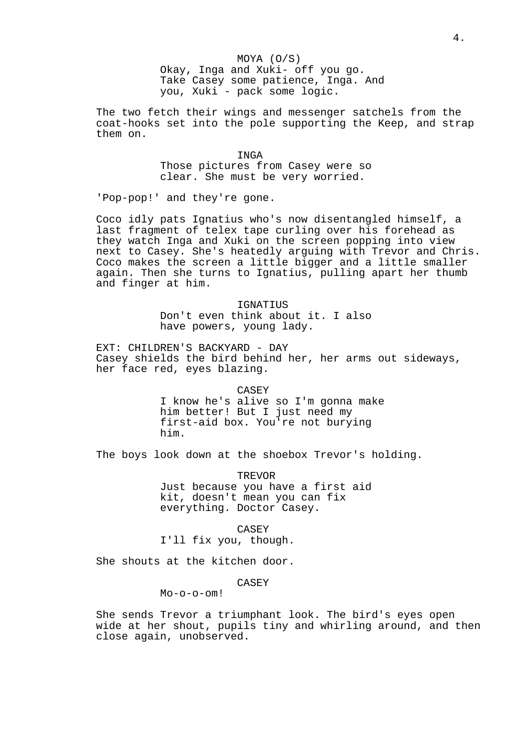MOYA (O/S)
Okay, Inga and Xuki- off you go. Take Casey some patience, Inga. And you, Xuki - pack some logic.

The two fetch their wings and messenger satchels from the coat-hooks set into the pole supporting the Keep, and strap them on.

INGA
Those pictures from Casey were so clear. She must be very worried.

'Pop-pop!' and they're gone.

Coco idly pats Ignatius who's now disentangled himself, a last fragment of telex tape curling over his forehead as they watch Inga and Xuki on the screen popping into view next to Casey. She's heatedly arguing with Trevor and Chris. Coco makes the screen a little bigger and a little smaller again. Then she turns to Ignatius, pulling apart her thumb and finger at him.

IGNATIUS
Don't even think about it. I also have powers, young lady.

EXT: CHILDREN'S BACKYARD - DAY
Casey shields the bird behind her, her arms out sideways, her face red, eyes blazing.

CASEY
I know he's alive so I'm gonna make him better! But I just need my first-aid box. You're not burying him.

The boys look down at the shoebox Trevor's holding.

TREVOR
Just because you have a first aid kit, doesn't mean you can fix everything. Doctor Casey.

CASEY
I'll fix you, though.

She shouts at the kitchen door.

CASEY
Mo-o-o-om!

She sends Trevor a triumphant look. The bird's eyes open wide at her shout, pupils tiny and whirling around, and then close again, unobserved.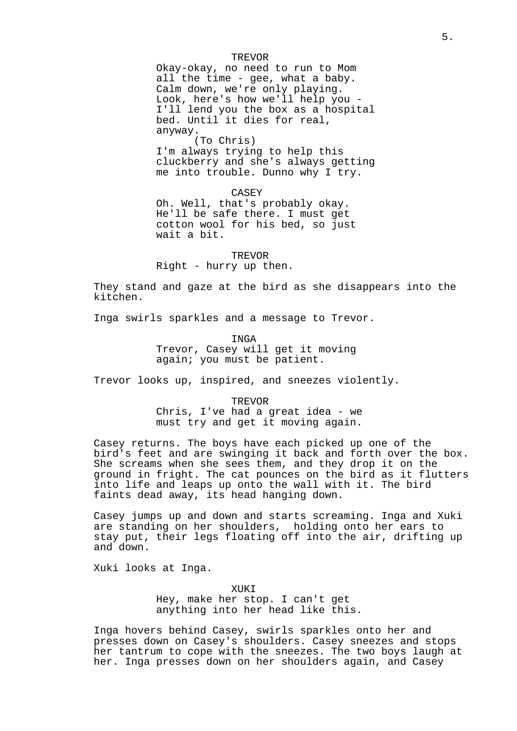TREVOR

Okay-okay, no need to run to Mom all the time - gee, what a baby. Calm down, we're only playing. Look, here's how we'll help you - I'll lend you the box as a hospital bed. Until it dies for real, anyway.

(To Chris)

I'm always trying to help this cluckberry and she's always getting me into trouble. Dunno why I try.

CASEY

Oh. Well, that's probably okay. He'll be safe there. I must get cotton wool for his bed, so just wait a bit.

TREVOR

Right - hurry up then.

They stand and gaze at the bird as she disappears into the kitchen.

Inga swirls sparkles and a message to Trevor.

INGA

Trevor, Casey will get it moving again; you must be patient.

Trevor looks up, inspired, and sneezes violently.

TREVOR

Chris, I've had a great idea - we must try and get it moving again.

Casey returns. The boys have each picked up one of the bird's feet and are swinging it back and forth over the box. She screams when she sees them, and they drop it on the ground in fright. The cat pounces on the bird as it flutters into life and leaps up onto the wall with it. The bird faints dead away, its head hanging down.

Casey jumps up and down and starts screaming. Inga and Xuki are standing on her shoulders, holding onto her ears to stay put, their legs floating off into the air, drifting up and down.

Xuki looks at Inga.

XUKI

Hey, make her stop. I can't get anything into her head like this.

Inga hovers behind Casey, swirls sparkles onto her and presses down on Casey's shoulders. Casey sneezes and stops her tantrum to cope with the sneezes. The two boys laugh at her. Inga presses down on her shoulders again, and Casey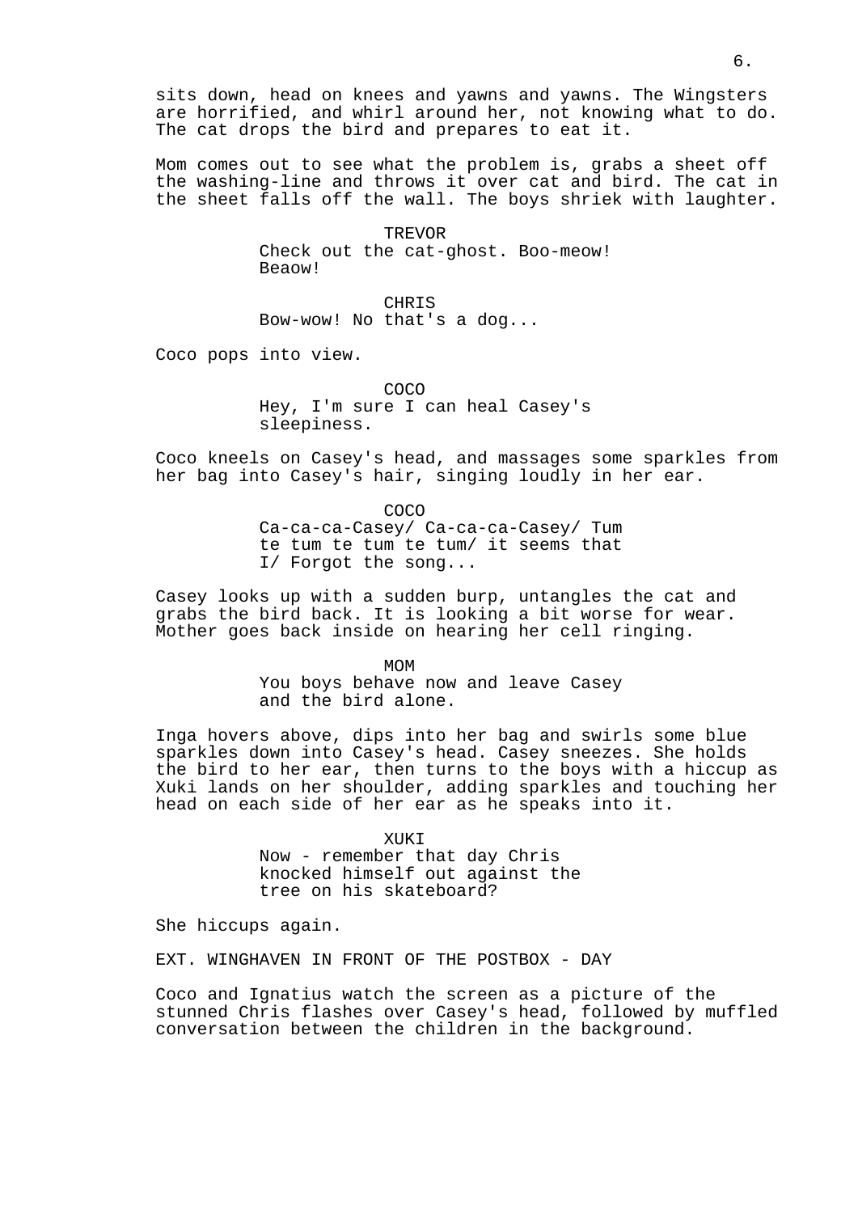sits down, head on knees and yawns and yawns. The Wingsters are horrified, and whirl around her, not knowing what to do. The cat drops the bird and prepares to eat it.

Mom comes out to see what the problem is, grabs a sheet off the washing-line and throws it over cat and bird. The cat in the sheet falls off the wall. The boys shriek with laughter.

TREVOR
Check out the cat-ghost. Boo-meow! Beaow!

CHRIS
Bow-wow! No that's a dog...

Coco pops into view.

COCO
Hey, I'm sure I can heal Casey's sleepiness.

Coco kneels on Casey's head, and massages some sparkles from her bag into Casey's hair, singing loudly in her ear.

COCO
Ca-ca-ca-Casey/ Ca-ca-ca-Casey/ Tum te tum te tum te tum/ it seems that I/ Forgot the song...

Casey looks up with a sudden burp, untangles the cat and grabs the bird back. It is looking a bit worse for wear. Mother goes back inside on hearing her cell ringing.

MOM
You boys behave now and leave Casey and the bird alone.

Inga hovers above, dips into her bag and swirls some blue sparkles down into Casey's head. Casey sneezes. She holds the bird to her ear, then turns to the boys with a hiccup as Xuki lands on her shoulder, adding sparkles and touching her head on each side of her ear as he speaks into it.

XUKI
Now - remember that day Chris knocked himself out against the tree on his skateboard?

She hiccups again.

EXT. WINGHAVEN IN FRONT OF THE POSTBOX - DAY

Coco and Ignatius watch the screen as a picture of the stunned Chris flashes over Casey's head, followed by muffled conversation between the children in the background.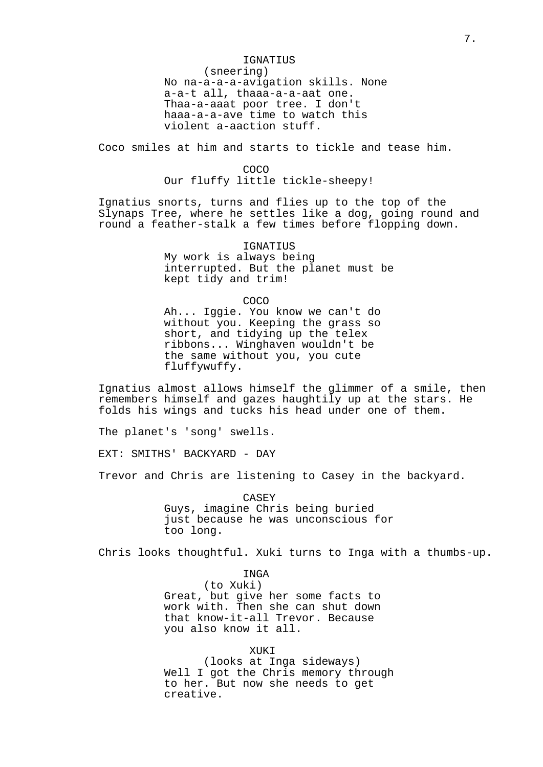IGNATIUS
(sneering)
No na-a-a-a-avigation skills. None a-a-t all, thaaa-a-a-aat one. Thaa-a-aaat poor tree. I don't haaa-a-a-ave time to watch this violent a-aaction stuff.

Coco smiles at him and starts to tickle and tease him.

COCO
Our fluffy little tickle-sheepy!

Ignatius snorts, turns and flies up to the top of the Slynaps Tree, where he settles like a dog, going round and round a feather-stalk a few times before flopping down.

IGNATIUS
My work is always being interrupted. But the planet must be kept tidy and trim!

COCO
Ah... Iggie. You know we can't do without you. Keeping the grass so short, and tidying up the telex ribbons... Winghaven wouldn't be the same without you, you cute fluffywuffy.

Ignatius almost allows himself the glimmer of a smile, then remembers himself and gazes haughtily up at the stars. He folds his wings and tucks his head under one of them.

The planet's 'song' swells.

EXT: SMITHS' BACKYARD - DAY

Trevor and Chris are listening to Casey in the backyard.

CASEY
Guys, imagine Chris being buried just because he was unconscious for too long.

Chris looks thoughtful. Xuki turns to Inga with a thumbs-up.

INGA
(to Xuki)
Great, but give her some facts to work with. Then she can shut down that know-it-all Trevor. Because you also know it all.

XUKI
(looks at Inga sideways)
Well I got the Chris memory through to her. But now she needs to get creative.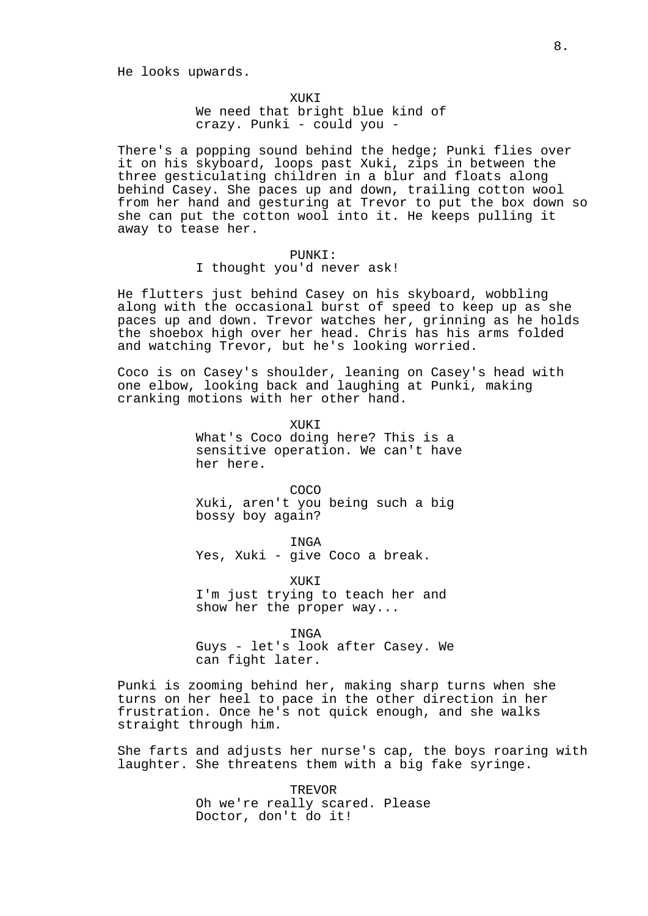He looks upwards.

XUKI
We need that bright blue kind of crazy. Punki - could you -

There's a popping sound behind the hedge; Punki flies over it on his skyboard, loops past Xuki, zips in between the three gesticulating children in a blur and floats along behind Casey. She paces up and down, trailing cotton wool from her hand and gesturing at Trevor to put the box down so she can put the cotton wool into it. He keeps pulling it away to tease her.

PUNKI:
I thought you'd never ask!

He flutters just behind Casey on his skyboard, wobbling along with the occasional burst of speed to keep up as she paces up and down. Trevor watches her, grinning as he holds the shoebox high over her head. Chris has his arms folded and watching Trevor, but he's looking worried.

Coco is on Casey's shoulder, leaning on Casey's head with one elbow, looking back and laughing at Punki, making cranking motions with her other hand.

XUKI
What's Coco doing here? This is a sensitive operation. We can't have her here.

COCO
Xuki, aren't you being such a big bossy boy again?

INGA
Yes, Xuki - give Coco a break.

XUKI
I'm just trying to teach her and show her the proper way...

INGA
Guys - let's look after Casey. We can fight later.

Punki is zooming behind her, making sharp turns when she turns on her heel to pace in the other direction in her frustration. Once he's not quick enough, and she walks straight through him.

She farts and adjusts her nurse's cap, the boys roaring with laughter. She threatens them with a big fake syringe.

TREVOR
Oh we're really scared. Please Doctor, don't do it!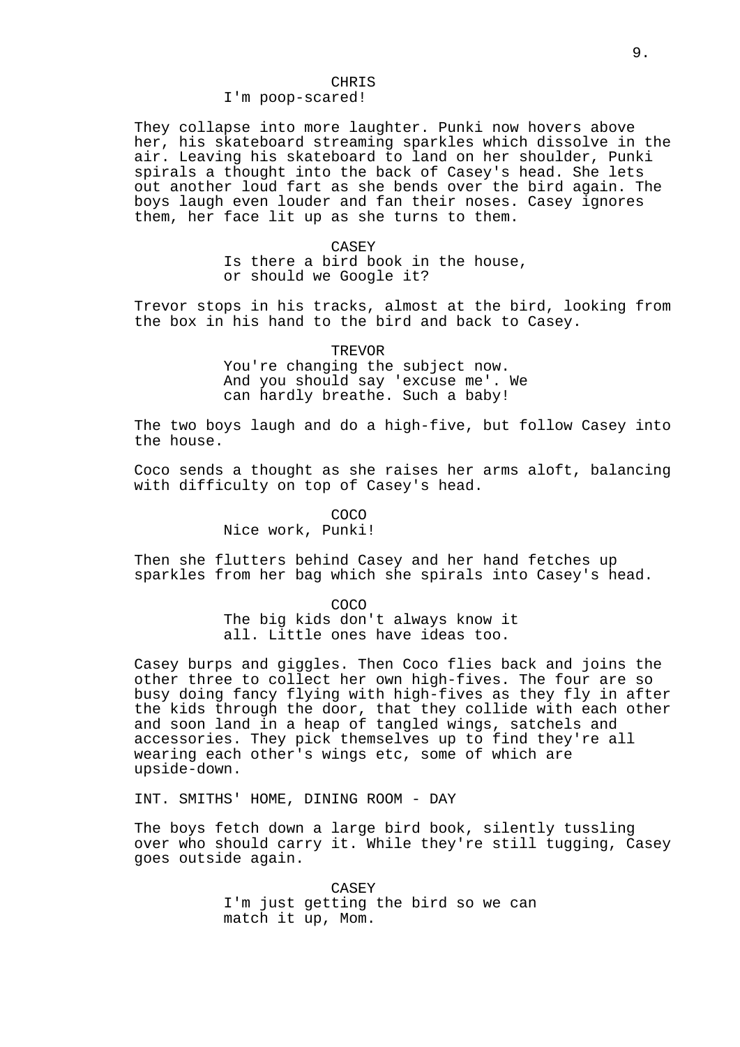CHRIS
I'm poop-scared!

They collapse into more laughter. Punki now hovers above her, his skateboard streaming sparkles which dissolve in the air. Leaving his skateboard to land on her shoulder, Punki spirals a thought into the back of Casey's head. She lets out another loud fart as she bends over the bird again. The boys laugh even louder and fan their noses. Casey ignores them, her face lit up as she turns to them.

CASEY
Is there a bird book in the house, or should we Google it?

Trevor stops in his tracks, almost at the bird, looking from the box in his hand to the bird and back to Casey.

TREVOR
You're changing the subject now. And you should say 'excuse me'. We can hardly breathe. Such a baby!

The two boys laugh and do a high-five, but follow Casey into the house.

Coco sends a thought as she raises her arms aloft, balancing with difficulty on top of Casey's head.

COCO
Nice work, Punki!

Then she flutters behind Casey and her hand fetches up sparkles from her bag which she spirals into Casey's head.

COCO
The big kids don't always know it all. Little ones have ideas too.

Casey burps and giggles. Then Coco flies back and joins the other three to collect her own high-fives. The four are so busy doing fancy flying with high-fives as they fly in after the kids through the door, that they collide with each other and soon land in a heap of tangled wings, satchels and accessories. They pick themselves up to find they're all wearing each other's wings etc, some of which are upside-down.

INT. SMITHS' HOME, DINING ROOM - DAY

The boys fetch down a large bird book, silently tussling over who should carry it. While they're still tugging, Casey goes outside again.

CASEY
I'm just getting the bird so we can match it up, Mom.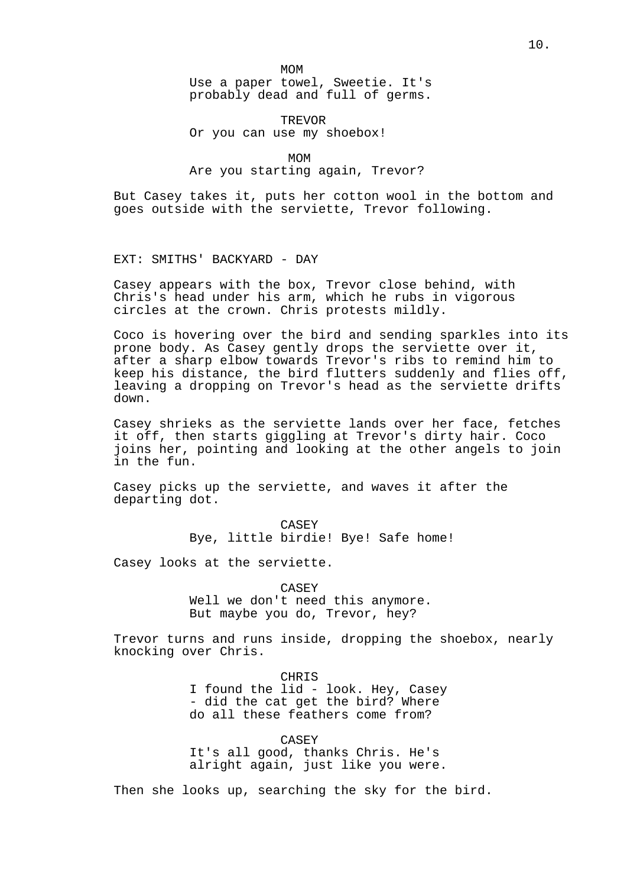MOM

Use a paper towel, Sweetie. It's probably dead and full of germs.

TREVOR

Or you can use my shoebox!

MOM

Are you starting again, Trevor?

But Casey takes it, puts her cotton wool in the bottom and goes outside with the serviette, Trevor following.

EXT: SMITHS' BACKYARD - DAY

Casey appears with the box, Trevor close behind, with Chris's head under his arm, which he rubs in vigorous circles at the crown. Chris protests mildly.

Coco is hovering over the bird and sending sparkles into its prone body. As Casey gently drops the serviette over it, after a sharp elbow towards Trevor's ribs to remind him to keep his distance, the bird flutters suddenly and flies off, leaving a dropping on Trevor's head as the serviette drifts down.

Casey shrieks as the serviette lands over her face, fetches it off, then starts giggling at Trevor's dirty hair. Coco joins her, pointing and looking at the other angels to join in the fun.

Casey picks up the serviette, and waves it after the departing dot.

CASEY

Bye, little birdie! Bye! Safe home!

Casey looks at the serviette.

CASEY

Well we don't need this anymore. But maybe you do, Trevor, hey?

Trevor turns and runs inside, dropping the shoebox, nearly knocking over Chris.

CHRIS

I found the lid - look. Hey, Casey - did the cat get the bird? Where do all these feathers come from?

CASEY

It's all good, thanks Chris. He's alright again, just like you were.

Then she looks up, searching the sky for the bird.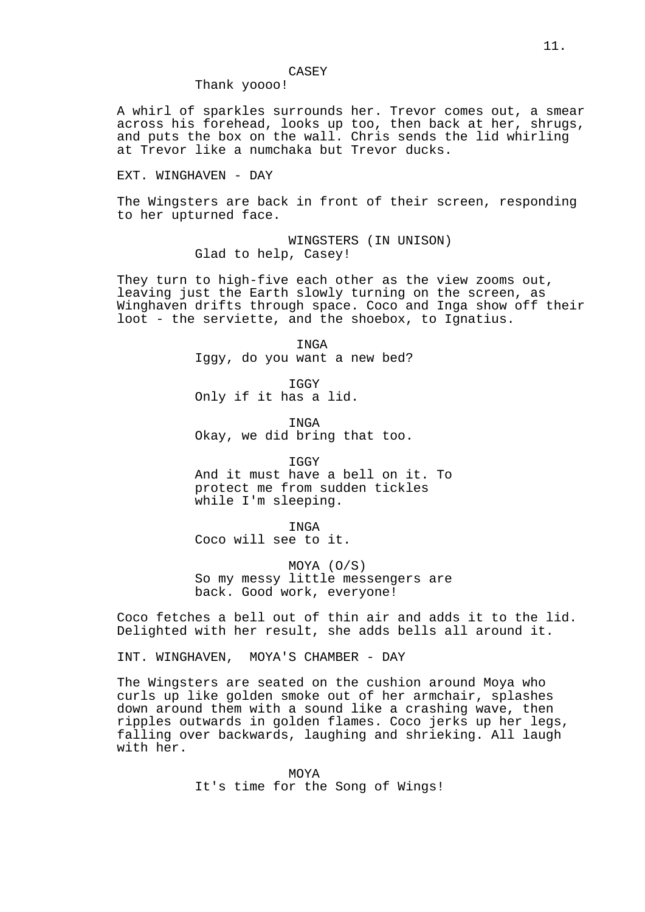CASEY

Thank yoooo!

A whirl of sparkles surrounds her. Trevor comes out, a smear across his forehead, looks up too, then back at her, shrugs, and puts the box on the wall. Chris sends the lid whirling at Trevor like a numchaka but Trevor ducks.

EXT. WINGHAVEN - DAY

The Wingsters are back in front of their screen, responding to her upturned face.

WINGSTERS (IN UNISON)

Glad to help, Casey!

They turn to high-five each other as the view zooms out, leaving just the Earth slowly turning on the screen, as Winghaven drifts through space. Coco and Inga show off their loot - the serviette, and the shoebox, to Ignatius.

INGA

Iggy, do you want a new bed?

IGGY

Only if it has a lid.

INGA

Okay, we did bring that too.

IGGY

And it must have a bell on it. To protect me from sudden tickles while I'm sleeping.

INGA

Coco will see to it.

MOYA (O/S)

So my messy little messengers are back. Good work, everyone!

Coco fetches a bell out of thin air and adds it to the lid. Delighted with her result, she adds bells all around it.

INT. WINGHAVEN, MOYA'S CHAMBER - DAY

The Wingsters are seated on the cushion around Moya who curls up like golden smoke out of her armchair, splashes down around them with a sound like a crashing wave, then ripples outwards in golden flames. Coco jerks up her legs, falling over backwards, laughing and shrieking. All laugh with her.

MOYA

It's time for the Song of Wings!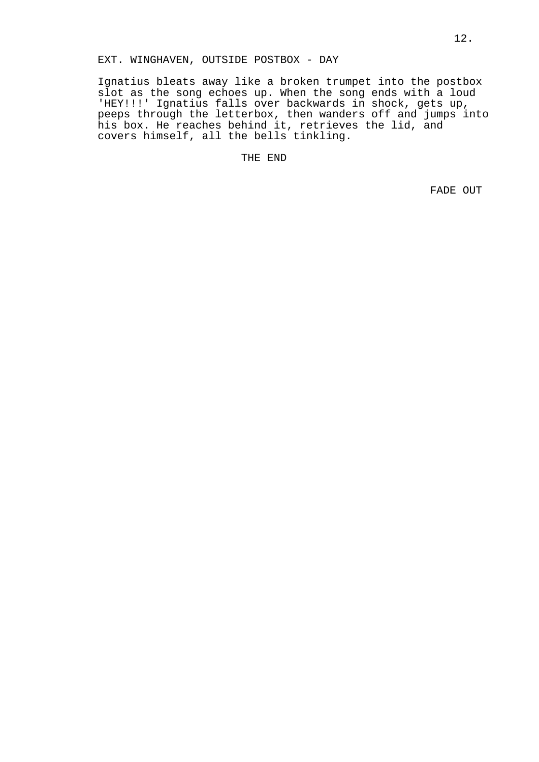EXT. WINGHAVEN, OUTSIDE POSTBOX - DAY

Ignatius bleats away like a broken trumpet into the postbox slot as the song echoes up. When the song ends with a loud 'HEY!!!' Ignatius falls over backwards in shock, gets up, peeps through the letterbox, then wanders off and jumps into his box. He reaches behind it, retrieves the lid, and covers himself, all the bells tinkling.

THE END

FADE OUT